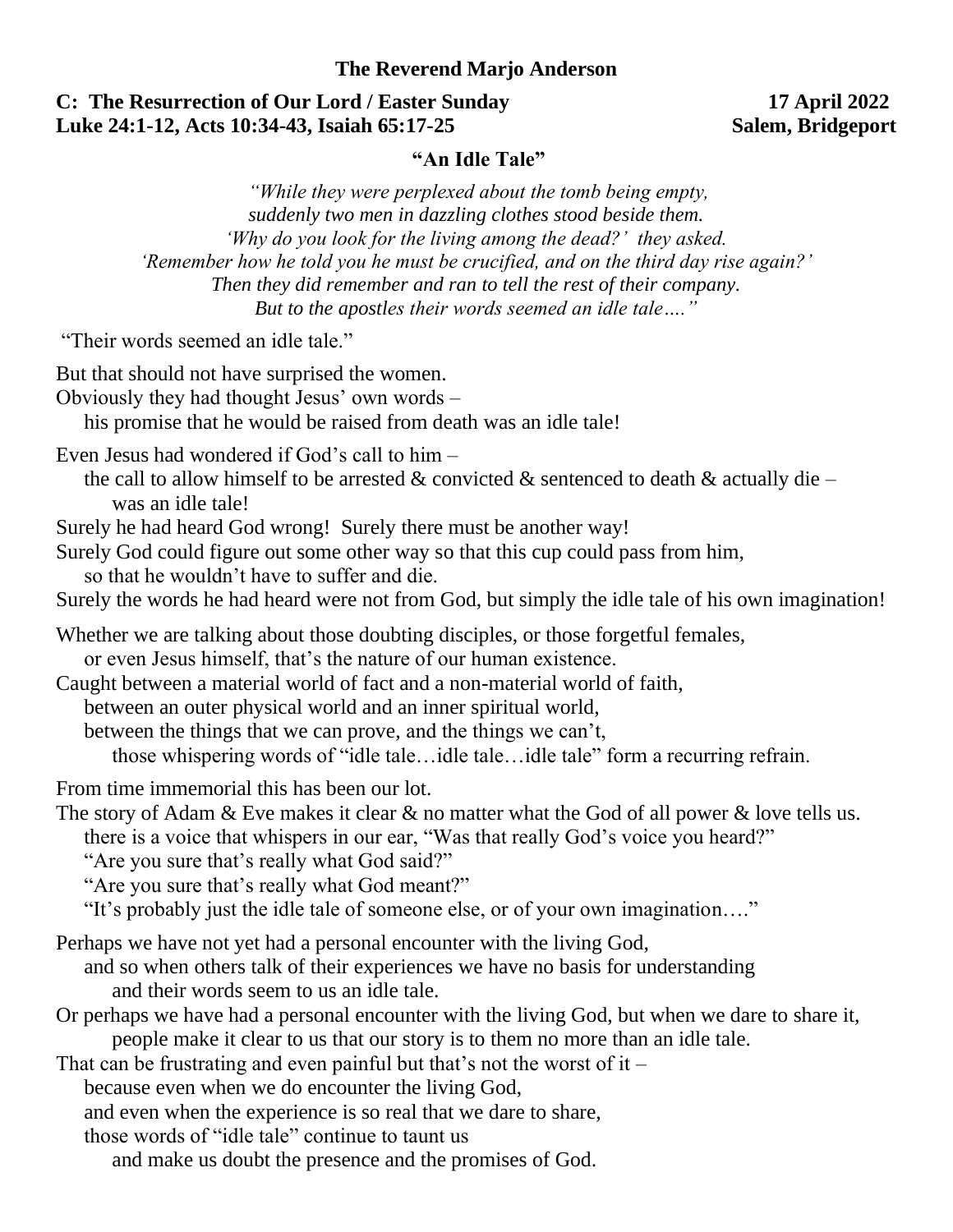**The Reverend Marjo Anderson**

**C: The Resurrection of Our Lord / Easter Sunday** **17 April 2022**
**Luke 24:1-12, Acts 10:34-43, Isaiah 65:17-25** **Salem, Bridgeport**

## "An Idle Tale"

*"While they were perplexed about the tomb being empty,*
*suddenly two men in dazzling clothes stood beside them.*
*'Why do you look for the living among the dead?' they asked.*
*'Remember how he told you he must be crucified, and on the third day rise again?'*
*Then they did remember and ran to tell the rest of their company.*
*But to the apostles their words seemed an idle tale…."*

"Their words seemed an idle tale."

But that should not have surprised the women.
Obviously they had thought Jesus' own words –
his promise that he would be raised from death was an idle tale!

Even Jesus had wondered if God's call to him –
the call to allow himself to be arrested & convicted & sentenced to death & actually die –
was an idle tale!
Surely he had heard God wrong! Surely there must be another way!
Surely God could figure out some other way so that this cup could pass from him,
so that he wouldn't have to suffer and die.
Surely the words he had heard were not from God, but simply the idle tale of his own imagination!

Whether we are talking about those doubting disciples, or those forgetful females,
or even Jesus himself, that's the nature of our human existence.
Caught between a material world of fact and a non-material world of faith,
between an outer physical world and an inner spiritual world,
between the things that we can prove, and the things we can't,
those whispering words of "idle tale…idle tale…idle tale" form a recurring refrain.

From time immemorial this has been our lot.
The story of Adam & Eve makes it clear & no matter what the God of all power & love tells us.
there is a voice that whispers in our ear, "Was that really God's voice you heard?"
"Are you sure that's really what God said?"
"Are you sure that's really what God meant?"
"It's probably just the idle tale of someone else, or of your own imagination…."

Perhaps we have not yet had a personal encounter with the living God,
and so when others talk of their experiences we have no basis for understanding
and their words seem to us an idle tale.
Or perhaps we have had a personal encounter with the living God, but when we dare to share it,
people make it clear to us that our story is to them no more than an idle tale.
That can be frustrating and even painful but that's not the worst of it –
because even when we do encounter the living God,
and even when the experience is so real that we dare to share,
those words of "idle tale" continue to taunt us
and make us doubt the presence and the promises of God.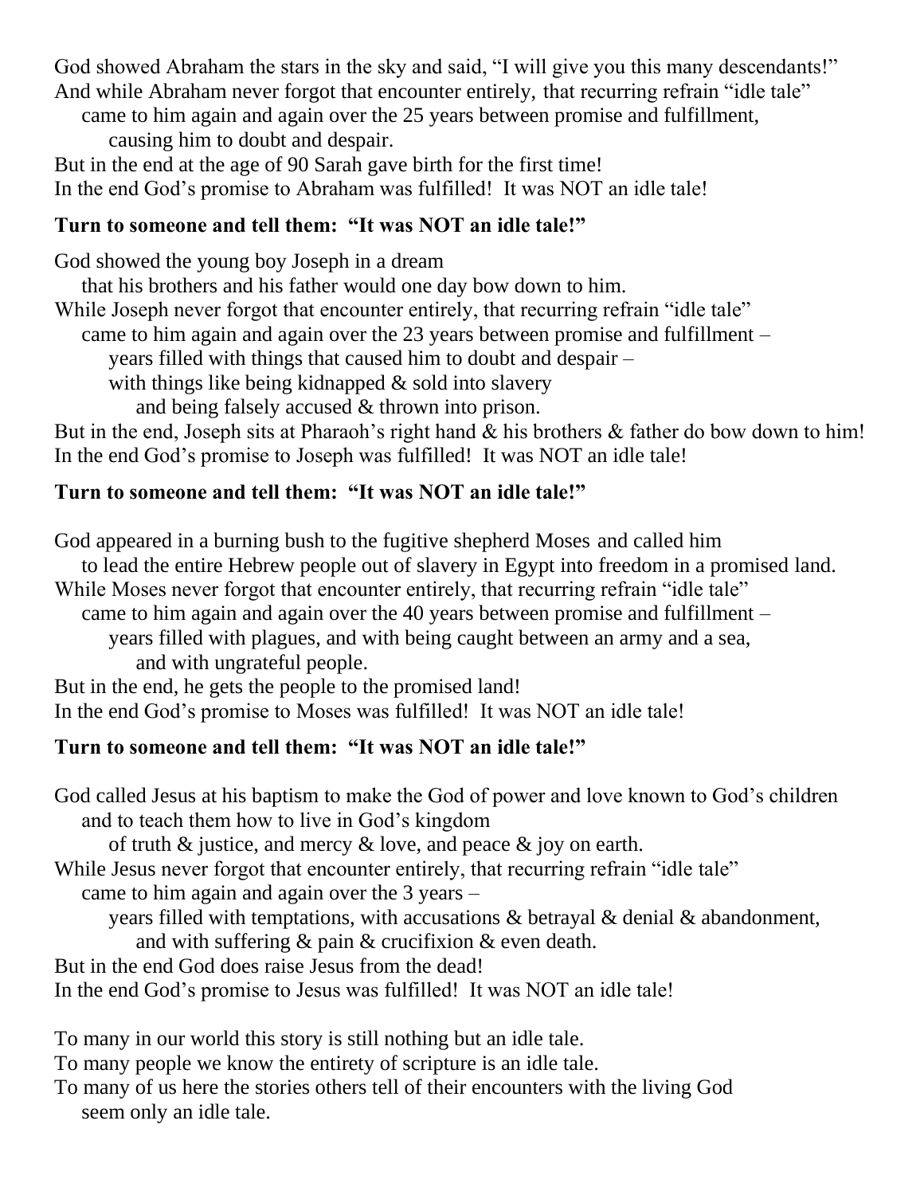God showed Abraham the stars in the sky and said, "I will give you this many descendants!"
And while Abraham never forgot that encounter entirely, that recurring refrain "idle tale"
came to him again and again over the 25 years between promise and fulfillment,
causing him to doubt and despair.
But in the end at the age of 90 Sarah gave birth for the first time!
In the end God's promise to Abraham was fulfilled! It was NOT an idle tale!

**Turn to someone and tell them: "It was NOT an idle tale!"**

God showed the young boy Joseph in a dream
that his brothers and his father would one day bow down to him.
While Joseph never forgot that encounter entirely, that recurring refrain "idle tale"
came to him again and again over the 23 years between promise and fulfillment –
years filled with things that caused him to doubt and despair –
with things like being kidnapped & sold into slavery
and being falsely accused & thrown into prison.
But in the end, Joseph sits at Pharaoh's right hand & his brothers & father do bow down to him!
In the end God's promise to Joseph was fulfilled! It was NOT an idle tale!

**Turn to someone and tell them: "It was NOT an idle tale!"**

God appeared in a burning bush to the fugitive shepherd Moses and called him
to lead the entire Hebrew people out of slavery in Egypt into freedom in a promised land.
While Moses never forgot that encounter entirely, that recurring refrain "idle tale"
came to him again and again over the 40 years between promise and fulfillment –
years filled with plagues, and with being caught between an army and a sea,
and with ungrateful people.
But in the end, he gets the people to the promised land!
In the end God's promise to Moses was fulfilled! It was NOT an idle tale!

**Turn to someone and tell them: "It was NOT an idle tale!"**

God called Jesus at his baptism to make the God of power and love known to God's children
and to teach them how to live in God's kingdom
of truth & justice, and mercy & love, and peace & joy on earth.
While Jesus never forgot that encounter entirely, that recurring refrain "idle tale"
came to him again and again over the 3 years –
years filled with temptations, with accusations & betrayal & denial & abandonment,
and with suffering & pain & crucifixion & even death.
But in the end God does raise Jesus from the dead!
In the end God's promise to Jesus was fulfilled! It was NOT an idle tale!

To many in our world this story is still nothing but an idle tale.
To many people we know the entirety of scripture is an idle tale.
To many of us here the stories others tell of their encounters with the living God
seem only an idle tale.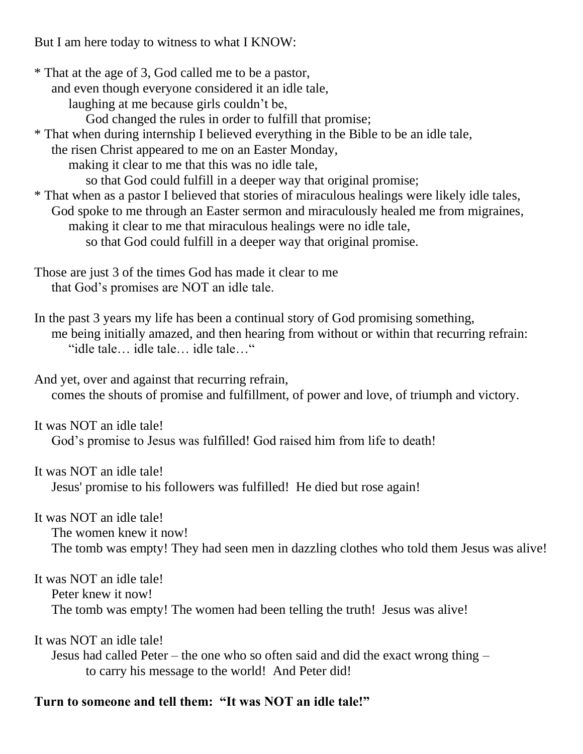But I am here today to witness to what I KNOW:

* That at the age of 3, God called me to be a pastor,
  and even though everyone considered it an idle tale,
  laughing at me because girls couldn't be,
  God changed the rules in order to fulfill that promise;
* That when during internship I believed everything in the Bible to be an idle tale,
  the risen Christ appeared to me on an Easter Monday,
  making it clear to me that this was no idle tale,
  so that God could fulfill in a deeper way that original promise;
* That when as a pastor I believed that stories of miraculous healings were likely idle tales,
  God spoke to me through an Easter sermon and miraculously healed me from migraines,
  making it clear to me that miraculous healings were no idle tale,
  so that God could fulfill in a deeper way that original promise.

Those are just 3 of the times God has made it clear to me
that God's promises are NOT an idle tale.

In the past 3 years my life has been a continual story of God promising something,
me being initially amazed, and then hearing from without or within that recurring refrain:
"idle tale… idle tale… idle tale…"

And yet, over and against that recurring refrain,
comes the shouts of promise and fulfillment, of power and love, of triumph and victory.

It was NOT an idle tale!
God's promise to Jesus was fulfilled! God raised him from life to death!

It was NOT an idle tale!
Jesus' promise to his followers was fulfilled! He died but rose again!

It was NOT an idle tale!
The women knew it now!
The tomb was empty! They had seen men in dazzling clothes who told them Jesus was alive!

It was NOT an idle tale!
Peter knew it now!
The tomb was empty! The women had been telling the truth! Jesus was alive!

It was NOT an idle tale!
Jesus had called Peter – the one who so often said and did the exact wrong thing –
to carry his message to the world! And Peter did!

**Turn to someone and tell them: "It was NOT an idle tale!"**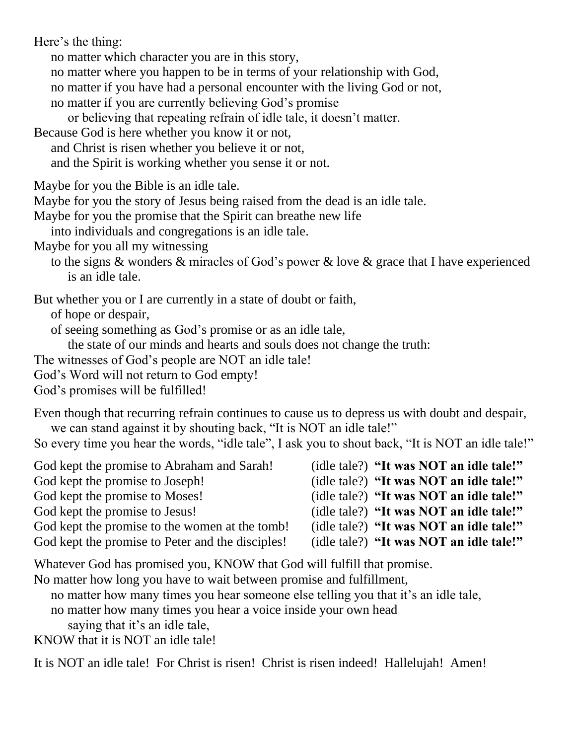Here's the thing:
no matter which character you are in this story,
no matter where you happen to be in terms of your relationship with God,
no matter if you have had a personal encounter with the living God or not,
no matter if you are currently believing God's promise
or believing that repeating refrain of idle tale, it doesn't matter.
Because God is here whether you know it or not,
and Christ is risen whether you believe it or not,
and the Spirit is working whether you sense it or not.

Maybe for you the Bible is an idle tale.
Maybe for you the story of Jesus being raised from the dead is an idle tale.
Maybe for you the promise that the Spirit can breathe new life
into individuals and congregations is an idle tale.
Maybe for you all my witnessing
to the signs & wonders & miracles of God's power & love & grace that I have experienced
is an idle tale.

But whether you or I are currently in a state of doubt or faith,
of hope or despair,
of seeing something as God's promise or as an idle tale,
the state of our minds and hearts and souls does not change the truth:
The witnesses of God's people are NOT an idle tale!
God's Word will not return to God empty!
God's promises will be fulfilled!

Even though that recurring refrain continues to cause us to depress us with doubt and despair,
we can stand against it by shouting back, "It is NOT an idle tale!"
So every time you hear the words, "idle tale", I ask you to shout back, "It is NOT an idle tale!"

God kept the promise to Abraham and Sarah! (idle tale?) **"It was NOT an idle tale!"**
God kept the promise to Joseph! (idle tale?) **"It was NOT an idle tale!"**
God kept the promise to Moses! (idle tale?) **"It was NOT an idle tale!"**
God kept the promise to Jesus! (idle tale?) **"It was NOT an idle tale!"**
God kept the promise to the women at the tomb! (idle tale?) **"It was NOT an idle tale!"**
God kept the promise to Peter and the disciples! (idle tale?) **"It was NOT an idle tale!"**

Whatever God has promised you, KNOW that God will fulfill that promise.
No matter how long you have to wait between promise and fulfillment,
no matter how many times you hear someone else telling you that it's an idle tale,
no matter how many times you hear a voice inside your own head
saying that it's an idle tale,
KNOW that it is NOT an idle tale!

It is NOT an idle tale! For Christ is risen! Christ is risen indeed! Hallelujah! Amen!